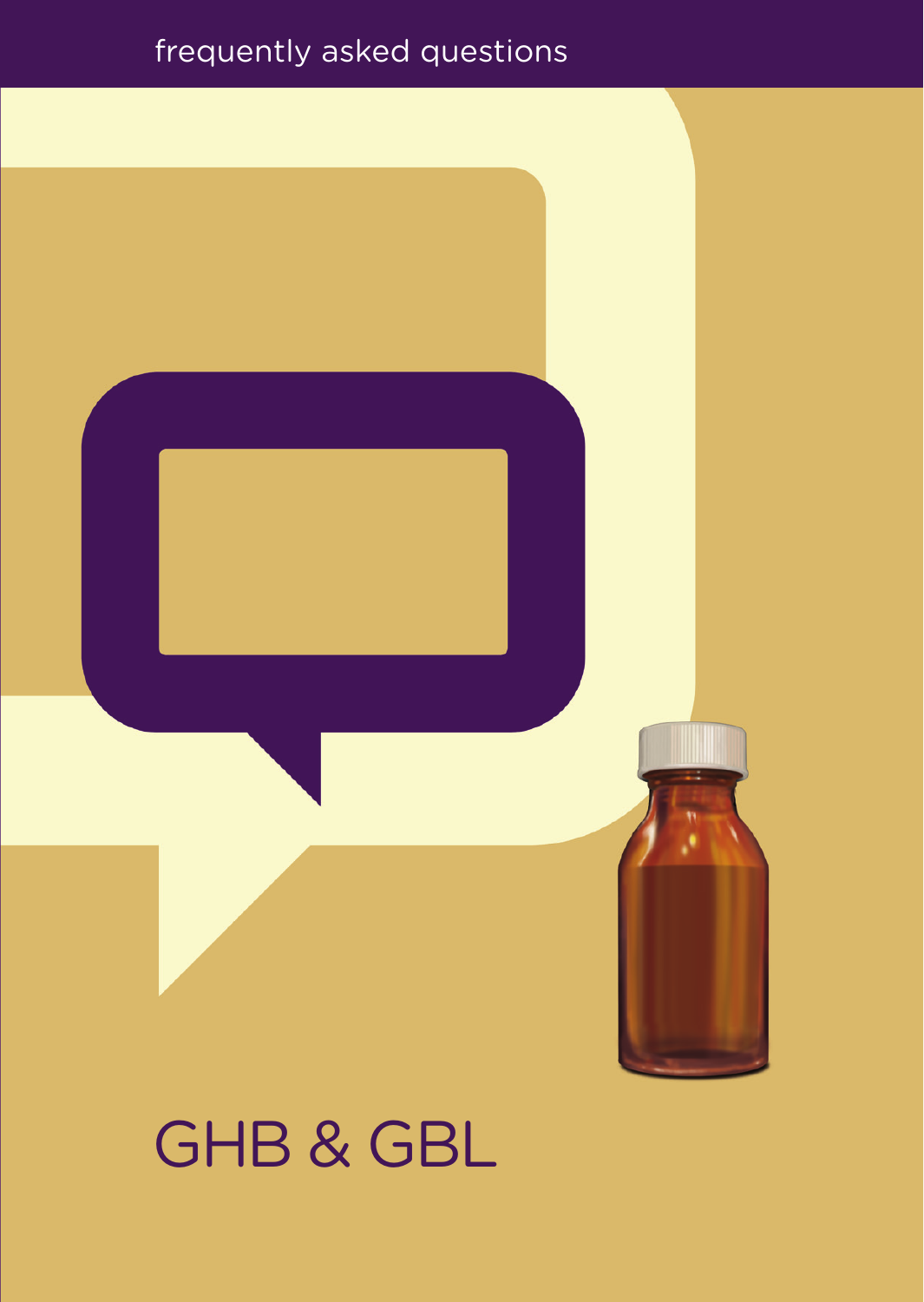frequently asked questions

# GHB & GBL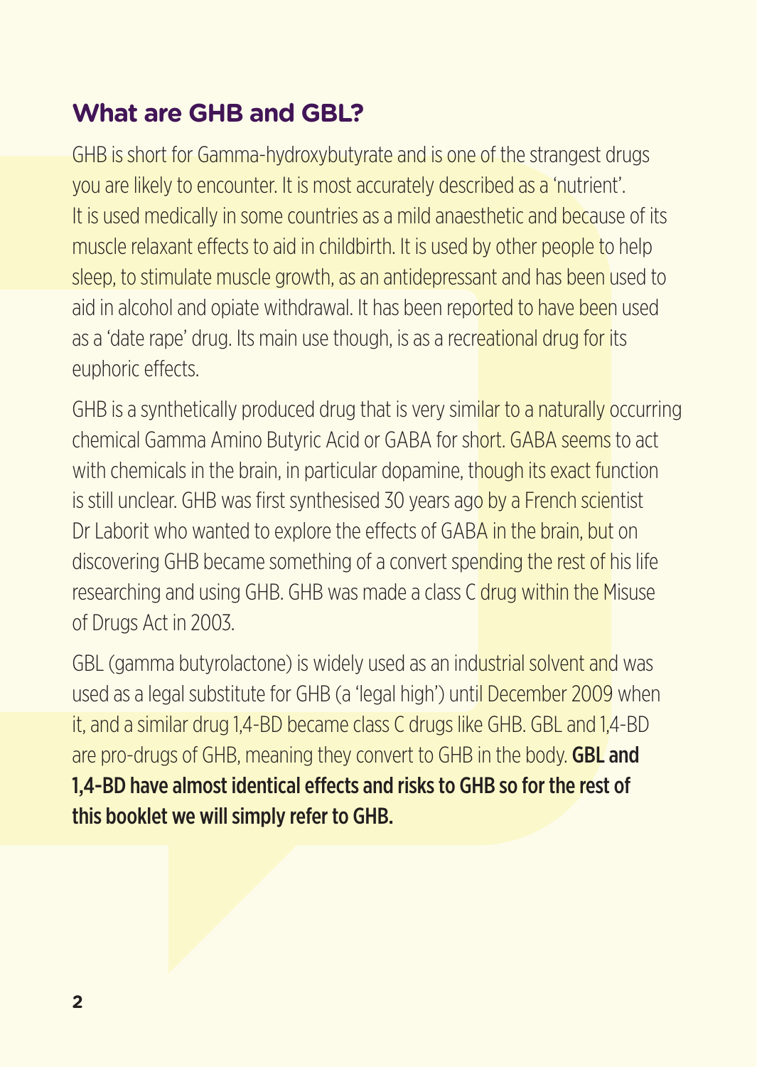## What are GHB and GBL?

GHB is short for Gamma-hydroxybutyrate and is one of the strangest drugs you are likely to encounter. It is most accurately described as a 'nutrient'. It is used medically in some countries as a mild anaesthetic and because of its muscle relaxant effects to aid in childbirth. It is used by other people to help sleep, to stimulate muscle growth, as an antidepressant and has been used to aid in alcohol and opiate withdrawal. It has been reported to have been used as a 'date rape' drug. Its main use though, is as a recreational drug for its euphoric effects.

GHB is a synthetically produced drug that is very similar to a naturally occurring chemical Gamma Amino Butyric Acid or GABA for short. GABA seems to act with chemicals in the brain, in particular dopamine, though its exact function is still unclear. GHB was first synthesised 30 years ago by a French scientist Dr Laborit who wanted to explore the effects of GABA in the brain, but on discovering GHB became something of a convert spending the rest of his life researching and using GHB. GHB was made a class C drug within the Misuse of Drugs Act in 2003.

GBL (gamma butyrolactone) is widely used as an industrial solvent and was used as a legal substitute for GHB (a 'legal high') until December 2009 when it, and a similar drug 1,4-BD became class C drugs like GHB. GBL and 1,4-BD are pro-drugs of GHB, meaning they convert to GHB in the body. **GBL and 1,4-BD have almost identical effects and risks to GHB so for the rest of this booklet we will simply refer to GHB.**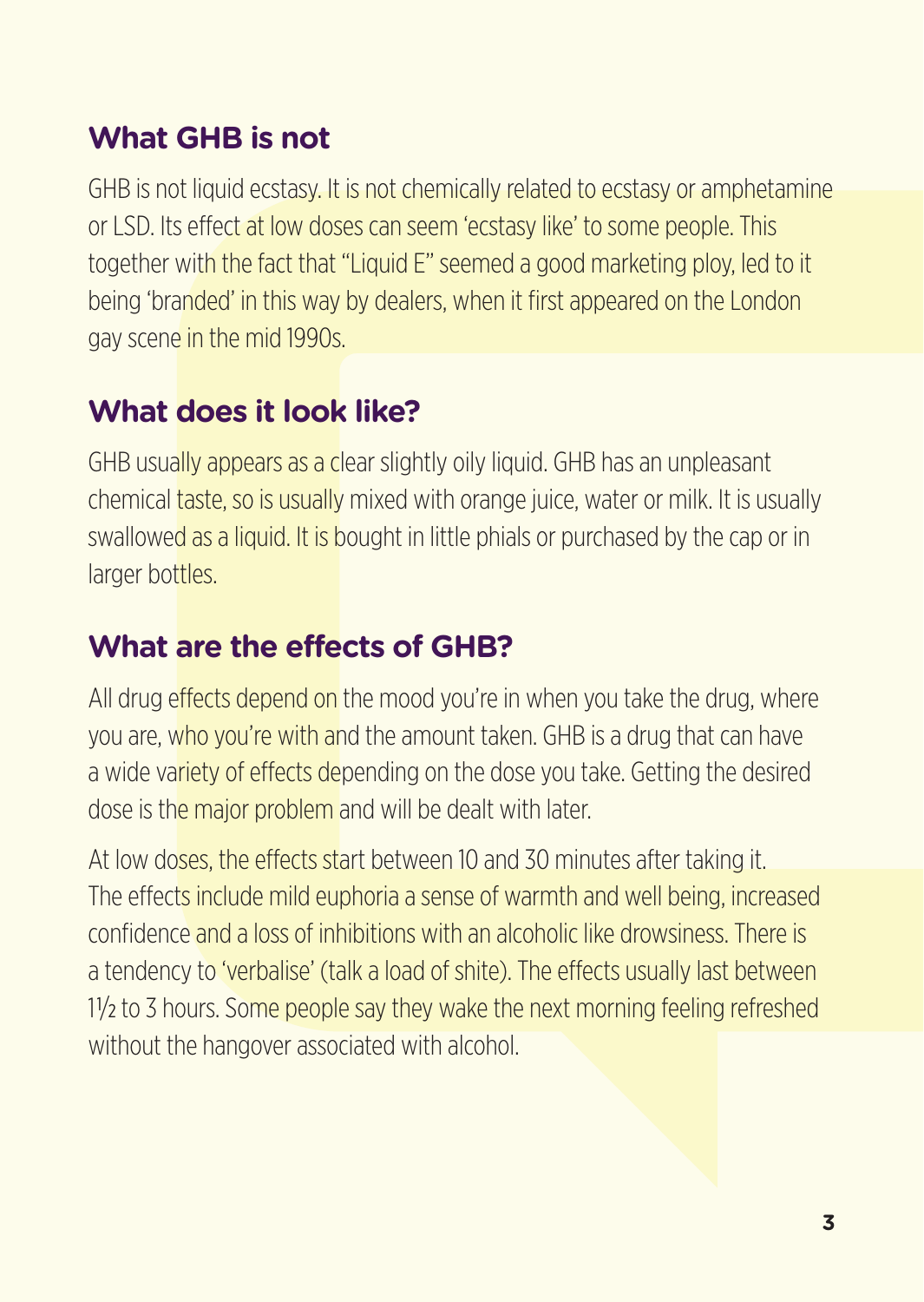## What GHB is not

GHB is not liquid ecstasy. It is not chemically related to ecstasy or amphetamine or LSD. Its effect at low doses can seem 'ecstasy like' to some people. This together with the fact that "Liquid E" seemed a good marketing ploy, led to it being 'branded' in this way by dealers, when it first appeared on the London gay scene in the mid 1990s.

## What does it look like?

GHB usually appears as a clear slightly oily liquid. GHB has an unpleasant chemical taste, so is usually mixed with orange juice, water or milk. It is usually swallowed as a liquid. It is bought in little phials or purchased by the cap or in larger bottles.

## What are the effects of GHB?

All drug effects depend on the mood you're in when you take the drug, where you are, who you're with and the amount taken. GHB is a drug that can have a wide variety of effects depending on the dose you take. Getting the desired dose is the major problem and will be dealt with later.

At low doses, the effects start between 10 and 30 minutes after taking it. The effects include mild euphoria a sense of warmth and well being, increased confidence and a loss of inhibitions with an alcoholic like drowsiness. There is a tendency to 'verbalise' (talk a load of shite). The effects usually last between 1½ to 3 hours. Some people say they wake the next morning feeling refreshed without the hangover associated with alcohol.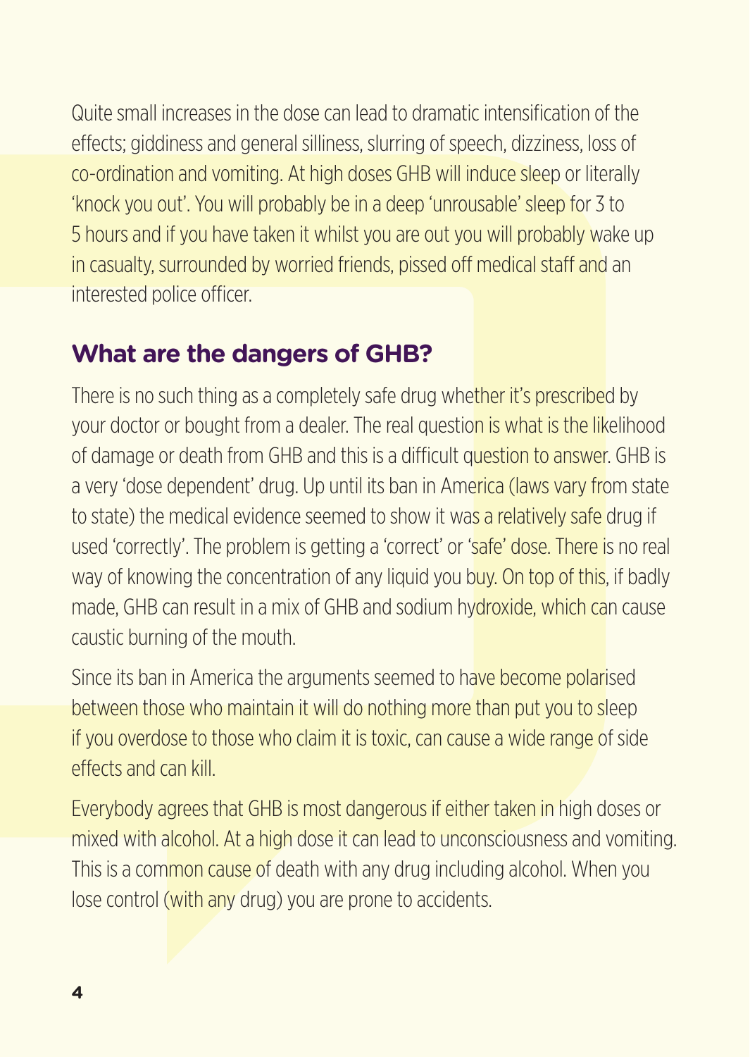Quite small increases in the dose can lead to dramatic intensification of the effects; giddiness and general silliness, slurring of speech, dizziness, loss of co-ordination and vomiting. At high doses GHB will induce sleep or literally 'knock you out'. You will probably be in a deep 'unrousable' sleep for 3 to 5 hours and if you have taken it whilst you are out you will probably wake up in casualty, surrounded by worried friends, pissed off medical staff and an interested police officer.

## What are the dangers of GHB?

There is no such thing as a completely safe drug whether it's prescribed by your doctor or bought from a dealer. The real question is what is the likelihood of damage or death from GHB and this is a difficult question to answer. GHB is a very 'dose dependent' drug. Up until its ban in America (laws vary from state to state) the medical evidence seemed to show it was a relatively safe drug if used 'correctly'. The problem is getting a 'correct' or 'safe' dose. There is no real way of knowing the concentration of any liquid you buy. On top of this, if badly made, GHB can result in a mix of GHB and sodium hydroxide, which can cause caustic burning of the mouth.

Since its ban in America the arguments seemed to have become polarised between those who maintain it will do nothing more than put you to sleep if you overdose to those who claim it is toxic, can cause a wide range of side effects and can kill.

Everybody agrees that GHB is most dangerous if either taken in high doses or mixed with alcohol. At a high dose it can lead to unconsciousness and vomiting. This is a common cause of death with any drug including alcohol. When you lose control (with any drug) you are prone to accidents.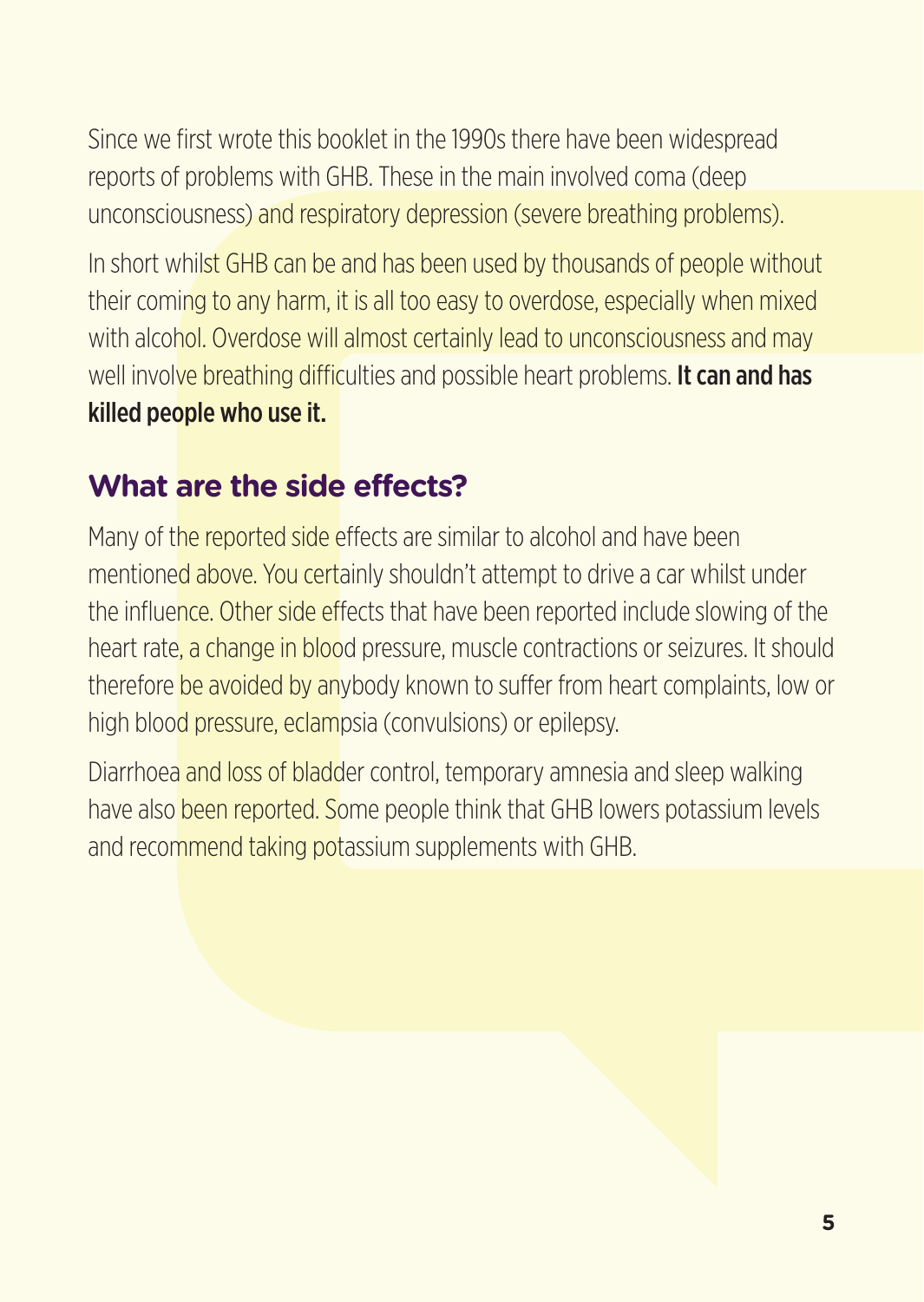Since we first wrote this booklet in the 1990s there have been widespread reports of problems with GHB. These in the main involved coma (deep unconsciousness) and respiratory depression (severe breathing problems).

In short whilst GHB can be and has been used by thousands of people without their coming to any harm, it is all too easy to overdose, especially when mixed with alcohol. Overdose will almost certainly lead to unconsciousness and may well involve breathing difficulties and possible heart problems. **It can and has killed people who use it.**

## What are the side effects?

Many of the reported side effects are similar to alcohol and have been mentioned above. You certainly shouldn't attempt to drive a car whilst under the influence. Other side effects that have been reported include slowing of the heart rate, a change in blood pressure, muscle contractions or seizures. It should therefore be avoided by anybody known to suffer from heart complaints, low or high blood pressure, eclampsia (convulsions) or epilepsy.

Diarrhoea and loss of bladder control, temporary amnesia and sleep walking have also been reported. Some people think that GHB lowers potassium levels and recommend taking potassium supplements with GHB.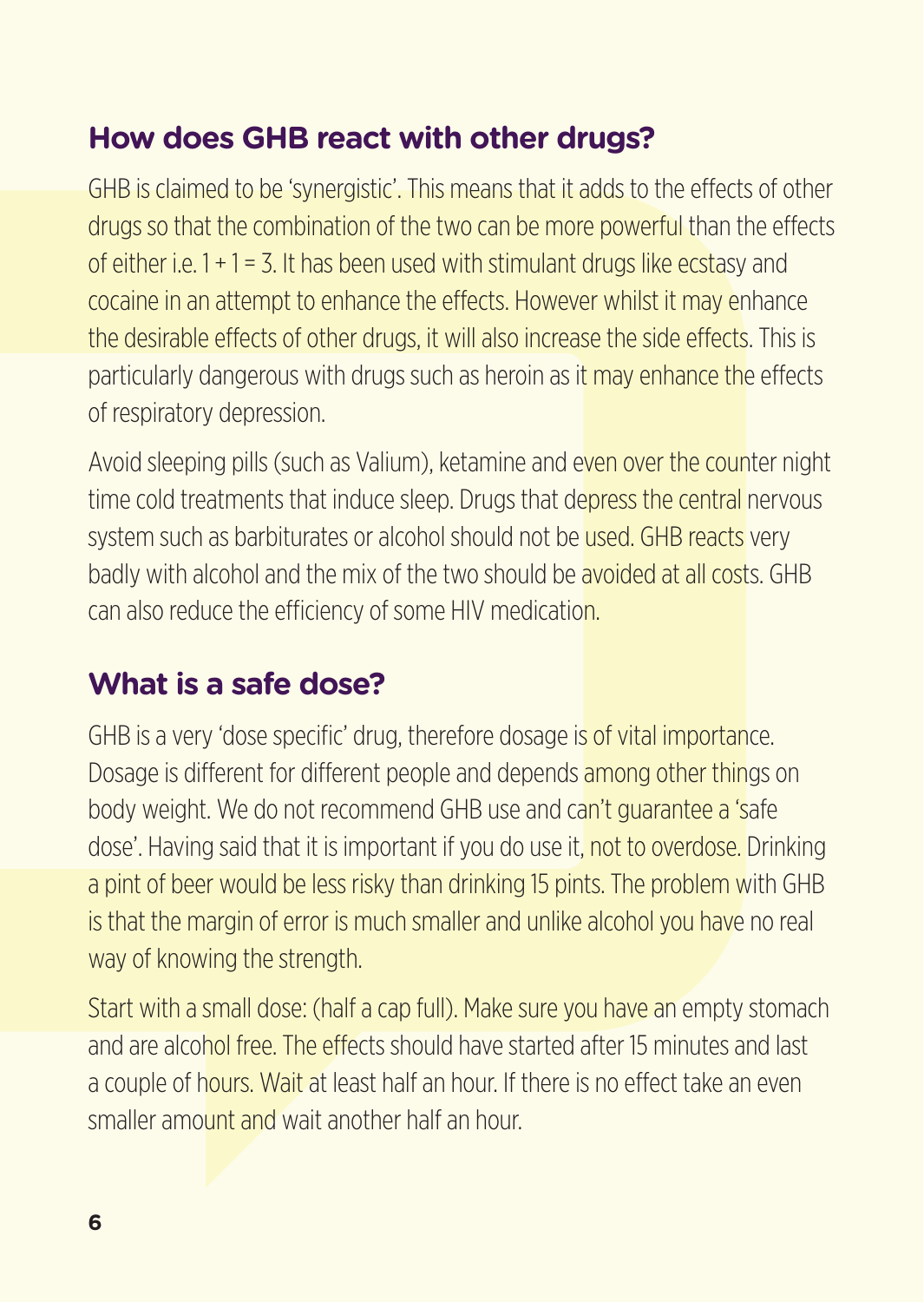## How does GHB react with other drugs?

GHB is claimed to be 'synergistic'. This means that it adds to the effects of other drugs so that the combination of the two can be more powerful than the effects of either i.e. 1 + 1 = 3. It has been used with stimulant drugs like ecstasy and cocaine in an attempt to enhance the effects. However whilst it may enhance the desirable effects of other drugs, it will also increase the side effects. This is particularly dangerous with drugs such as heroin as it may enhance the effects of respiratory depression.

Avoid sleeping pills (such as Valium), ketamine and even over the counter night time cold treatments that induce sleep. Drugs that depress the central nervous system such as barbiturates or alcohol should not be used. GHB reacts very badly with alcohol and the mix of the two should be avoided at all costs. GHB can also reduce the efficiency of some HIV medication.

## What is a safe dose?

GHB is a very 'dose specific' drug, therefore dosage is of vital importance. Dosage is different for different people and depends among other things on body weight. We do not recommend GHB use and can't guarantee a 'safe dose'. Having said that it is important if you do use it, not to overdose. Drinking a pint of beer would be less risky than drinking 15 pints. The problem with GHB is that the margin of error is much smaller and unlike alcohol you have no real way of knowing the strength.

Start with a small dose: (half a cap full). Make sure you have an empty stomach and are alcohol free. The effects should have started after 15 minutes and last a couple of hours. Wait at least half an hour. If there is no effect take an even smaller amount and wait another half an hour.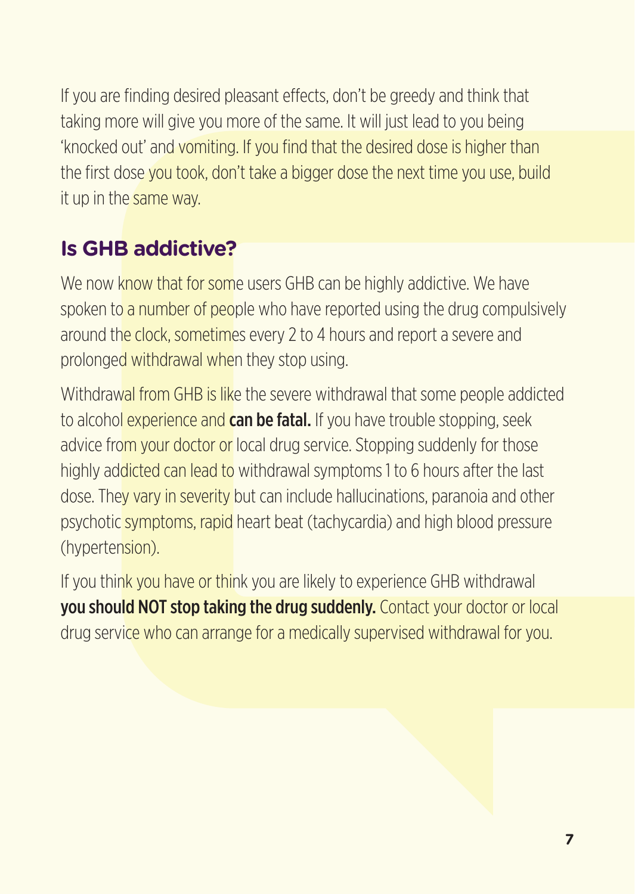If you are finding desired pleasant effects, don't be greedy and think that taking more will give you more of the same. It will just lead to you being 'knocked out' and vomiting. If you find that the desired dose is higher than the first dose you took, don't take a bigger dose the next time you use, build it up in the same way.

## Is GHB addictive?

We now know that for some users GHB can be highly addictive. We have spoken to a number of people who have reported using the drug compulsively around the clock, sometimes every 2 to 4 hours and report a severe and prolonged withdrawal when they stop using.

Withdrawal from GHB is like the severe withdrawal that some people addicted to alcohol experience and **can be fatal.** If you have trouble stopping, seek advice from your doctor or local drug service. Stopping suddenly for those highly addicted can lead to withdrawal symptoms 1 to 6 hours after the last dose. They vary in severity but can include hallucinations, paranoia and other psychotic symptoms, rapid heart beat (tachycardia) and high blood pressure (hypertension).

If you think you have or think you are likely to experience GHB withdrawal **you should NOT stop taking the drug suddenly.** Contact your doctor or local drug service who can arrange for a medically supervised withdrawal for you.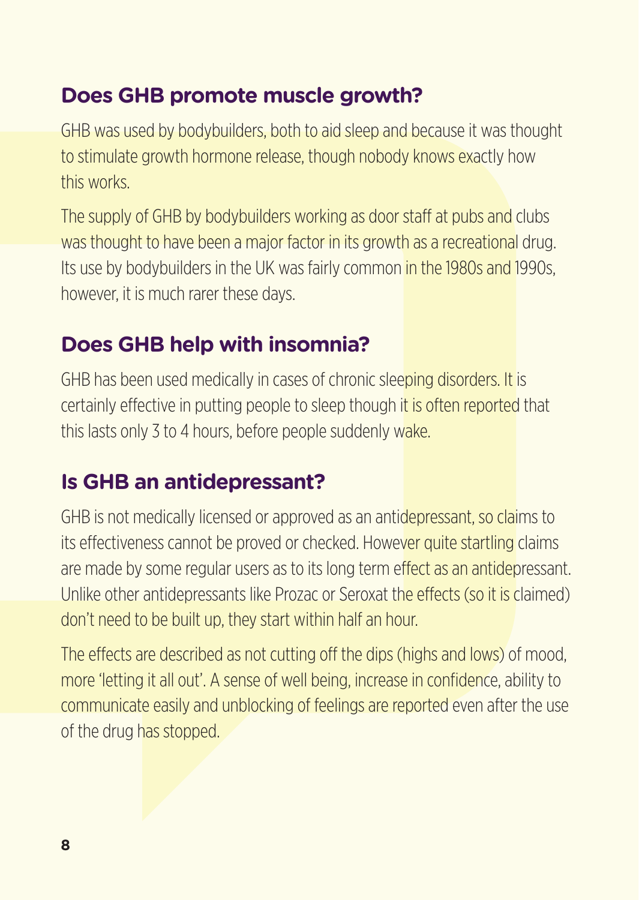## Does GHB promote muscle growth?

GHB was used by bodybuilders, both to aid sleep and because it was thought to stimulate growth hormone release, though nobody knows exactly how this works.

The supply of GHB by bodybuilders working as door staff at pubs and clubs was thought to have been a major factor in its growth as a recreational drug. Its use by bodybuilders in the UK was fairly common in the 1980s and 1990s, however, it is much rarer these days.

## Does GHB help with insomnia?

GHB has been used medically in cases of chronic sleeping disorders. It is certainly effective in putting people to sleep though it is often reported that this lasts only 3 to 4 hours, before people suddenly wake.

## Is GHB an antidepressant?

GHB is not medically licensed or approved as an antidepressant, so claims to its effectiveness cannot be proved or checked. However quite startling claims are made by some regular users as to its long term effect as an antidepressant. Unlike other antidepressants like Prozac or Seroxat the effects (so it is claimed) don't need to be built up, they start within half an hour.

The effects are described as not cutting off the dips (highs and lows) of mood, more 'letting it all out'. A sense of well being, increase in confidence, ability to communicate easily and unblocking of feelings are reported even after the use of the drug has stopped.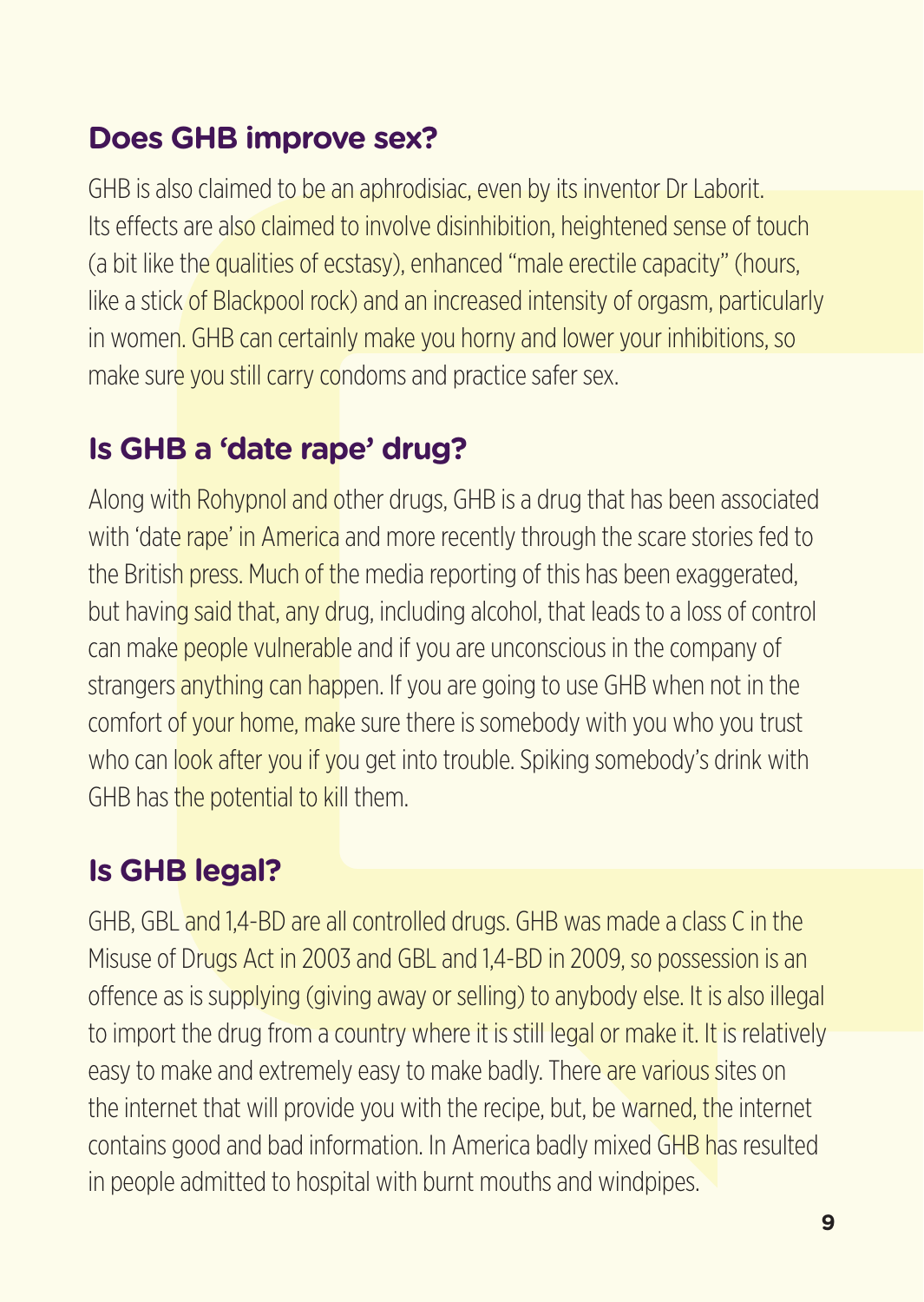## Does GHB improve sex?

GHB is also claimed to be an aphrodisiac, even by its inventor Dr Laborit. Its effects are also claimed to involve disinhibition, heightened sense of touch (a bit like the qualities of ecstasy), enhanced "male erectile capacity" (hours, like a stick of Blackpool rock) and an increased intensity of orgasm, particularly in women. GHB can certainly make you horny and lower your inhibitions, so make sure you still carry condoms and practice safer sex.

## Is GHB a 'date rape' drug?

Along with Rohypnol and other drugs, GHB is a drug that has been associated with 'date rape' in America and more recently through the scare stories fed to the British press. Much of the media reporting of this has been exaggerated, but having said that, any drug, including alcohol, that leads to a loss of control can make people vulnerable and if you are unconscious in the company of strangers anything can happen. If you are going to use GHB when not in the comfort of your home, make sure there is somebody with you who you trust who can look after you if you get into trouble. Spiking somebody's drink with GHB has the potential to kill them.

## Is GHB legal?

GHB, GBL and 1,4-BD are all controlled drugs. GHB was made a class C in the Misuse of Drugs Act in 2003 and GBL and 1,4-BD in 2009, so possession is an offence as is supplying (giving away or selling) to anybody else. It is also illegal to import the drug from a country where it is still legal or make it. It is relatively easy to make and extremely easy to make badly. There are various sites on the internet that will provide you with the recipe, but, be warned, the internet contains good and bad information. In America badly mixed GHB has resulted in people admitted to hospital with burnt mouths and windpipes.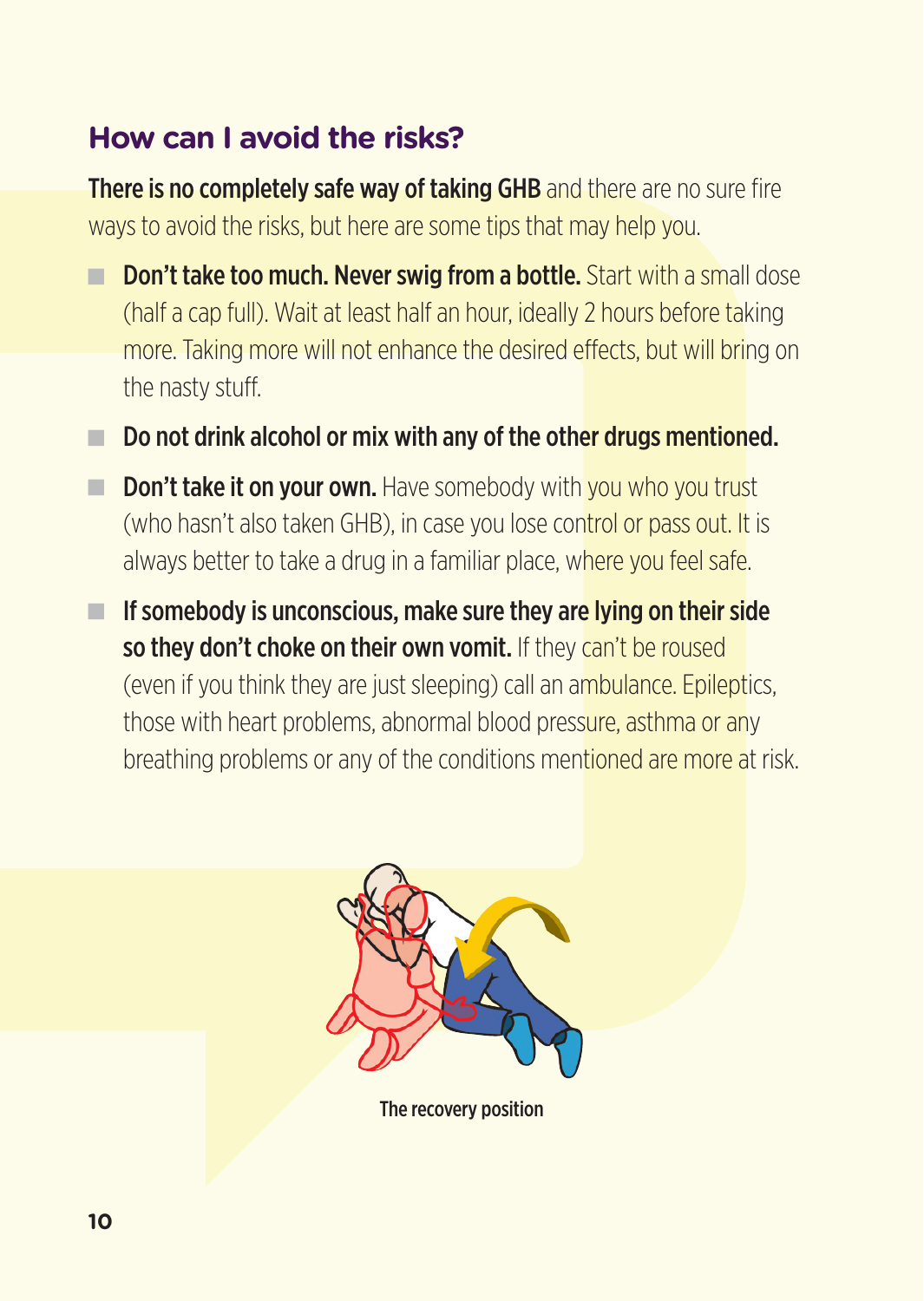## How can I avoid the risks?

**There is no completely safe way of taking GHB** and there are no sure fire ways to avoid the risks, but here are some tips that may help you.

- **Don't take too much. Never swig from a bottle.** Start with a small dose (half a cap full). Wait at least half an hour, ideally 2 hours before taking more. Taking more will not enhance the desired effects, but will bring on the nasty stuff.
- **Do not drink alcohol or mix with any of the other drugs mentioned.**
- **Don't take it on your own.** Have somebody with you who you trust (who hasn't also taken GHB), in case you lose control or pass out. It is always better to take a drug in a familiar place, where you feel safe.
- **If somebody is unconscious, make sure they are lying on their side so they don't choke on their own vomit.** If they can't be roused (even if you think they are just sleeping) call an ambulance. Epileptics, those with heart problems, abnormal blood pressure, asthma or any breathing problems or any of the conditions mentioned are more at risk.

The recovery position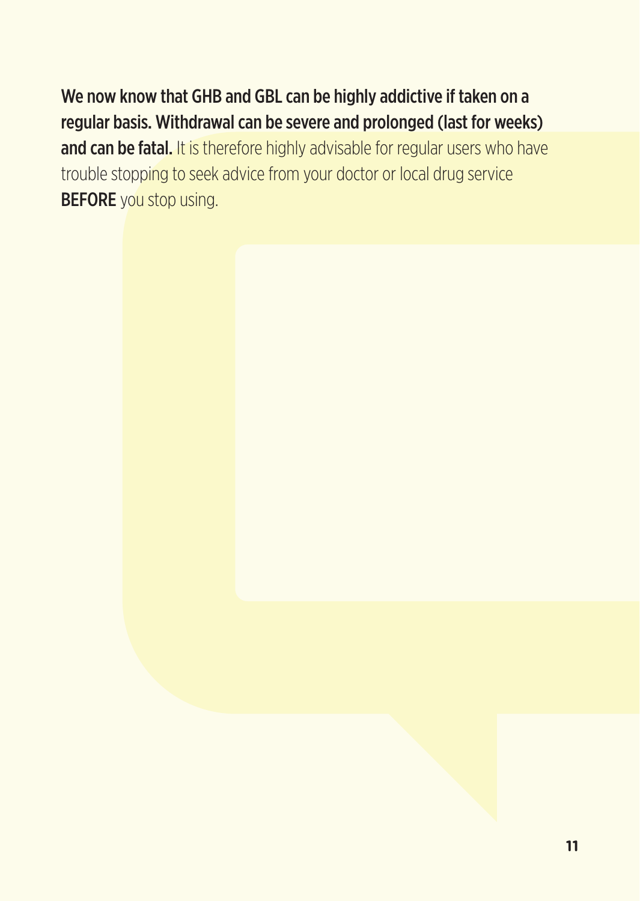**We now know that GHB and GBL can be highly addictive if taken on a regular basis. Withdrawal can be severe and prolonged (last for weeks) and can be fatal.** It is therefore highly advisable for regular users who have trouble stopping to seek advice from your doctor or local drug service **BEFORE** you stop using.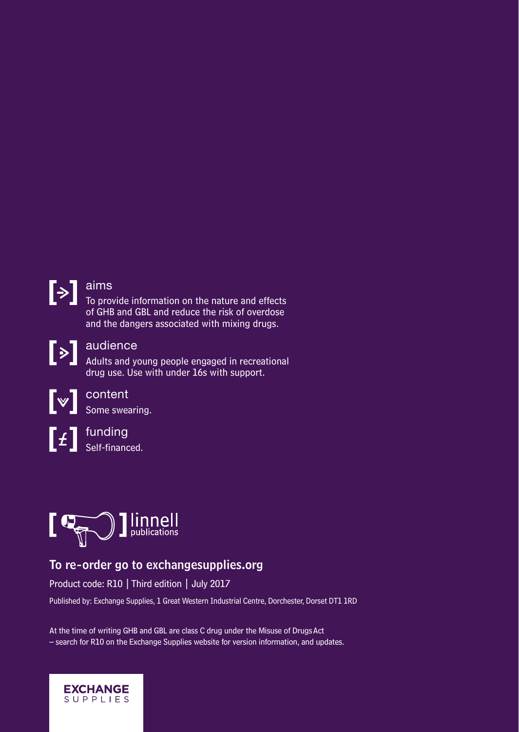### aims

To provide information on the nature and effects of GHB and GBL and reduce the risk of overdose and the dangers associated with mixing drugs.

### audience

Adults and young people engaged in recreational drug use. Use with under 16s with support.

### content

Some swearing.

### funding

Self-financed.

linnell publications

**To re-order go to exchangesupplies.org**

Product code: R10 | Third edition | July 2017

Published by: Exchange Supplies, 1 Great Western Industrial Centre, Dorchester, Dorset DT1 1RD

At the time of writing GHB and GBL are class C drug under the Misuse of Drugs Act – search for R10 on the Exchange Supplies website for version information, and updates.

EXCHANGE SUPPLIES